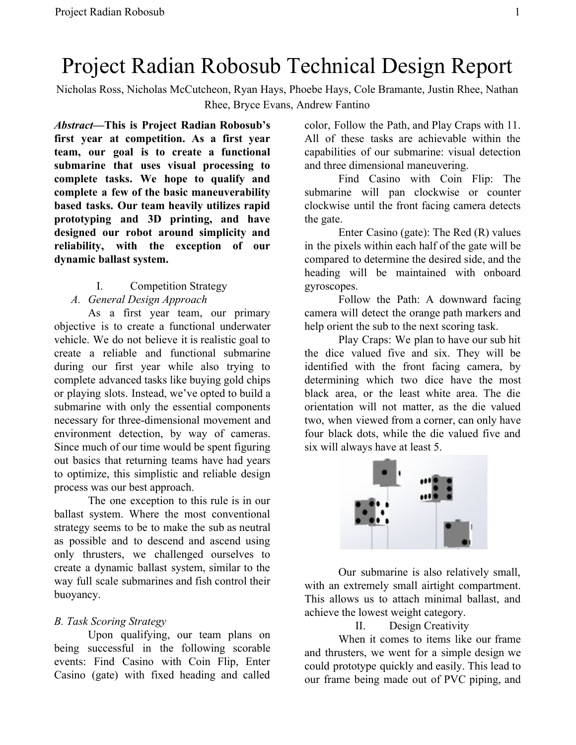# Project Radian Robosub Technical Design Report

Nicholas Ross, Nicholas McCutcheon, Ryan Hays, Phoebe Hays, Cole Bramante, Justin Rhee, Nathan Rhee, Bryce Evans, Andrew Fantino

***Abstract*—This is Project Radian Robosub's first year at competition. As a first year team, our goal is to create a functional submarine that uses visual processing to complete tasks. We hope to qualify and complete a few of the basic maneuverability based tasks. Our team heavily utilizes rapid prototyping and 3D printing, and have designed our robot around simplicity and reliability, with the exception of our dynamic ballast system.**

## I. Competition Strategy

### *A. General Design Approach*

As a first year team, our primary objective is to create a functional underwater vehicle. We do not believe it is realistic goal to create a reliable and functional submarine during our first year while also trying to complete advanced tasks like buying gold chips or playing slots. Instead, we've opted to build a submarine with only the essential components necessary for three-dimensional movement and environment detection, by way of cameras. Since much of our time would be spent figuring out basics that returning teams have had years to optimize, this simplistic and reliable design process was our best approach.

The one exception to this rule is in our ballast system. Where the most conventional strategy seems to be to make the sub as neutral as possible and to descend and ascend using only thrusters, we challenged ourselves to create a dynamic ballast system, similar to the way full scale submarines and fish control their buoyancy.

### *B. Task Scoring Strategy*

Upon qualifying, our team plans on being successful in the following scorable events: Find Casino with Coin Flip, Enter Casino (gate) with fixed heading and called color, Follow the Path, and Play Craps with 11. All of these tasks are achievable within the capabilities of our submarine: visual detection and three dimensional maneuvering.

Find Casino with Coin Flip: The submarine will pan clockwise or counter clockwise until the front facing camera detects the gate.

Enter Casino (gate): The Red (R) values in the pixels within each half of the gate will be compared to determine the desired side, and the heading will be maintained with onboard gyroscopes.

Follow the Path: A downward facing camera will detect the orange path markers and help orient the sub to the next scoring task.

Play Craps: We plan to have our sub hit the dice valued five and six. They will be identified with the front facing camera, by determining which two dice have the most black area, or the least white area. The die orientation will not matter, as the die valued two, when viewed from a corner, can only have four black dots, while the die valued five and six will always have at least 5.

Our submarine is also relatively small, with an extremely small airtight compartment. This allows us to attach minimal ballast, and achieve the lowest weight category.

## II. Design Creativity

When it comes to items like our frame and thrusters, we went for a simple design we could prototype quickly and easily. This lead to our frame being made out of PVC piping, and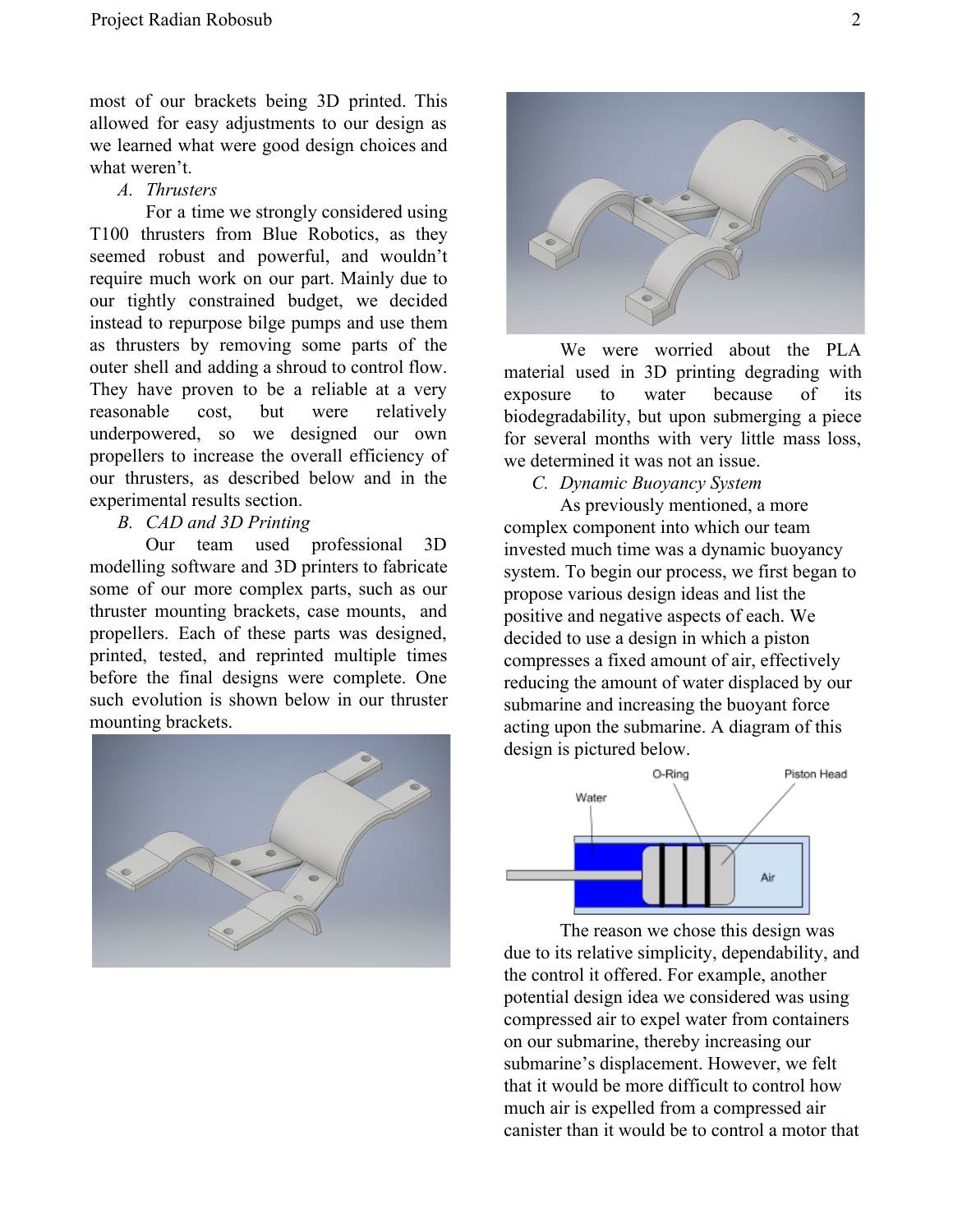most of our brackets being 3D printed. This allowed for easy adjustments to our design as we learned what were good design choices and what weren't.

### A. *Thrusters*

For a time we strongly considered using T100 thrusters from Blue Robotics, as they seemed robust and powerful, and wouldn't require much work on our part. Mainly due to our tightly constrained budget, we decided instead to repurpose bilge pumps and use them as thrusters by removing some parts of the outer shell and adding a shroud to control flow. They have proven to be a reliable at a very reasonable cost, but were relatively underpowered, so we designed our own propellers to increase the overall efficiency of our thrusters, as described below and in the experimental results section.

### B. *CAD and 3D Printing*

Our team used professional 3D modelling software and 3D printers to fabricate some of our more complex parts, such as our thruster mounting brackets, case mounts, and propellers. Each of these parts was designed, printed, tested, and reprinted multiple times before the final designs were complete. One such evolution is shown below in our thruster mounting brackets.

We were worried about the PLA material used in 3D printing degrading with exposure to water because of its biodegradability, but upon submerging a piece for several months with very little mass loss, we determined it was not an issue.

### C. *Dynamic Buoyancy System*

As previously mentioned, a more complex component into which our team invested much time was a dynamic buoyancy system. To begin our process, we first began to propose various design ideas and list the positive and negative aspects of each. We decided to use a design in which a piston compresses a fixed amount of air, effectively reducing the amount of water displaced by our submarine and increasing the buoyant force acting upon the submarine. A diagram of this design is pictured below.

The reason we chose this design was due to its relative simplicity, dependability, and the control it offered. For example, another potential design idea we considered was using compressed air to expel water from containers on our submarine, thereby increasing our submarine's displacement. However, we felt that it would be more difficult to control how much air is expelled from a compressed air canister than it would be to control a motor that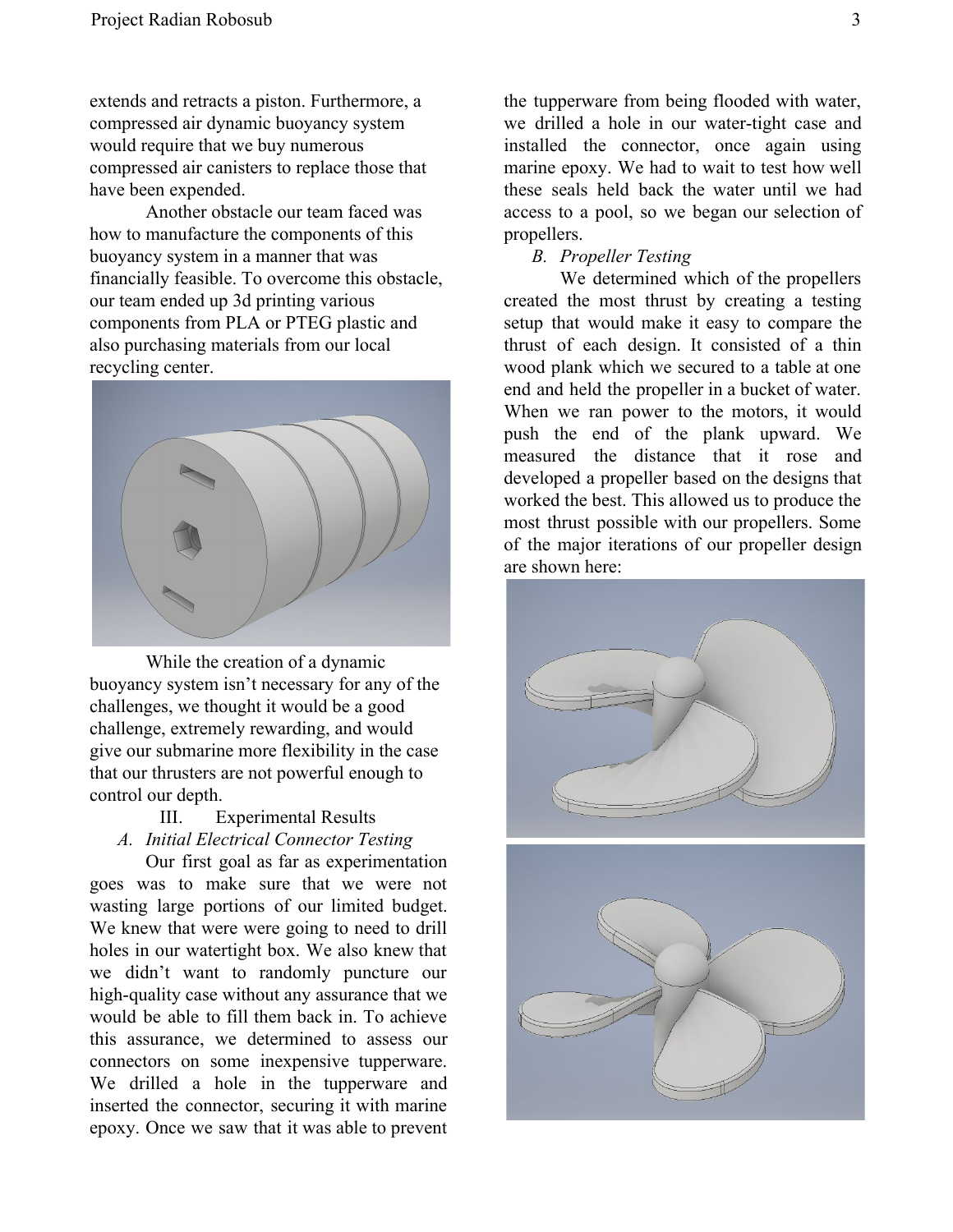extends and retracts a piston. Furthermore, a compressed air dynamic buoyancy system would require that we buy numerous compressed air canisters to replace those that have been expended.

Another obstacle our team faced was how to manufacture the components of this buoyancy system in a manner that was financially feasible. To overcome this obstacle, our team ended up 3d printing various components from PLA or PTEG plastic and also purchasing materials from our local recycling center.

While the creation of a dynamic buoyancy system isn't necessary for any of the challenges, we thought it would be a good challenge, extremely rewarding, and would give our submarine more flexibility in the case that our thrusters are not powerful enough to control our depth.

## III. Experimental Results

### *A. Initial Electrical Connector Testing*

Our first goal as far as experimentation goes was to make sure that we were not wasting large portions of our limited budget. We knew that were were going to need to drill holes in our watertight box. We also knew that we didn't want to randomly puncture our high-quality case without any assurance that we would be able to fill them back in. To achieve this assurance, we determined to assess our connectors on some inexpensive tupperware. We drilled a hole in the tupperware and inserted the connector, securing it with marine epoxy. Once we saw that it was able to prevent the tupperware from being flooded with water, we drilled a hole in our water-tight case and installed the connector, once again using marine epoxy. We had to wait to test how well these seals held back the water until we had access to a pool, so we began our selection of propellers.

### *B. Propeller Testing*

We determined which of the propellers created the most thrust by creating a testing setup that would make it easy to compare the thrust of each design. It consisted of a thin wood plank which we secured to a table at one end and held the propeller in a bucket of water. When we ran power to the motors, it would push the end of the plank upward. We measured the distance that it rose and developed a propeller based on the designs that worked the best. This allowed us to produce the most thrust possible with our propellers. Some of the major iterations of our propeller design are shown here: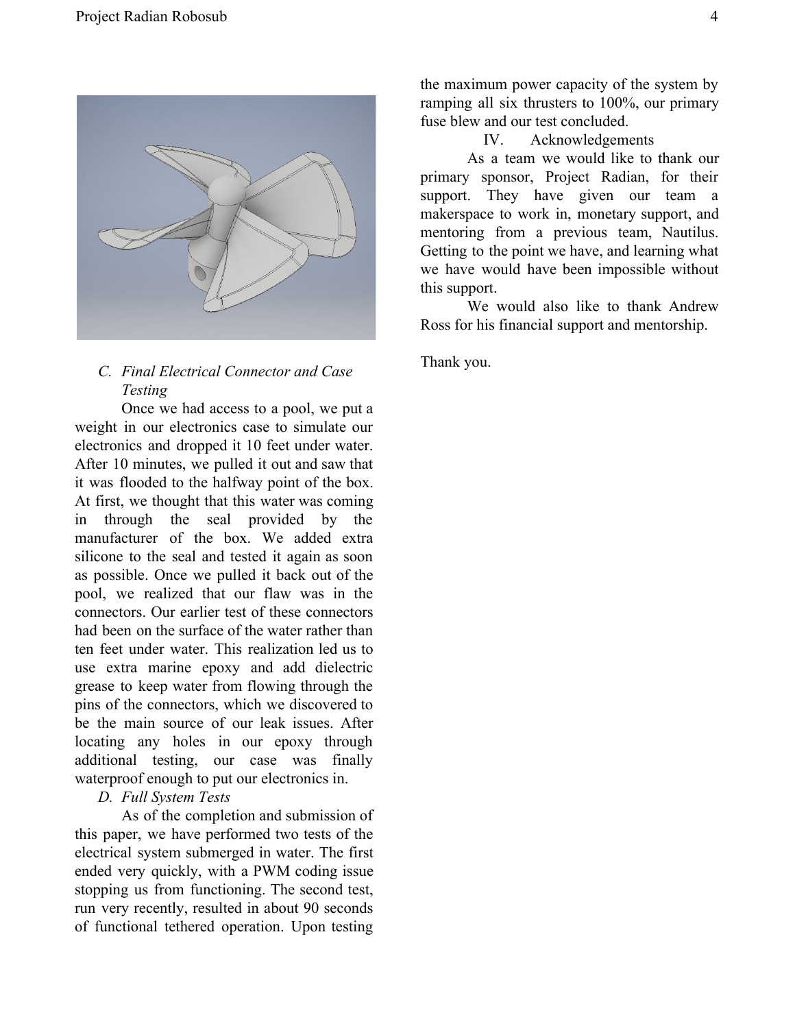### C. *Final Electrical Connector and Case Testing*

Once we had access to a pool, we put a weight in our electronics case to simulate our electronics and dropped it 10 feet under water. After 10 minutes, we pulled it out and saw that it was flooded to the halfway point of the box. At first, we thought that this water was coming in through the seal provided by the manufacturer of the box. We added extra silicone to the seal and tested it again as soon as possible. Once we pulled it back out of the pool, we realized that our flaw was in the connectors. Our earlier test of these connectors had been on the surface of the water rather than ten feet under water. This realization led us to use extra marine epoxy and add dielectric grease to keep water from flowing through the pins of the connectors, which we discovered to be the main source of our leak issues. After locating any holes in our epoxy through additional testing, our case was finally waterproof enough to put our electronics in.

### D. *Full System Tests*

As of the completion and submission of this paper, we have performed two tests of the electrical system submerged in water. The first ended very quickly, with a PWM coding issue stopping us from functioning. The second test, run very recently, resulted in about 90 seconds of functional tethered operation. Upon testing the maximum power capacity of the system by ramping all six thrusters to 100%, our primary fuse blew and our test concluded.

## IV. Acknowledgements

As a team we would like to thank our primary sponsor, Project Radian, for their support. They have given our team a makerspace to work in, monetary support, and mentoring from a previous team, Nautilus. Getting to the point we have, and learning what we have would have been impossible without this support.

We would also like to thank Andrew Ross for his financial support and mentorship.

Thank you.